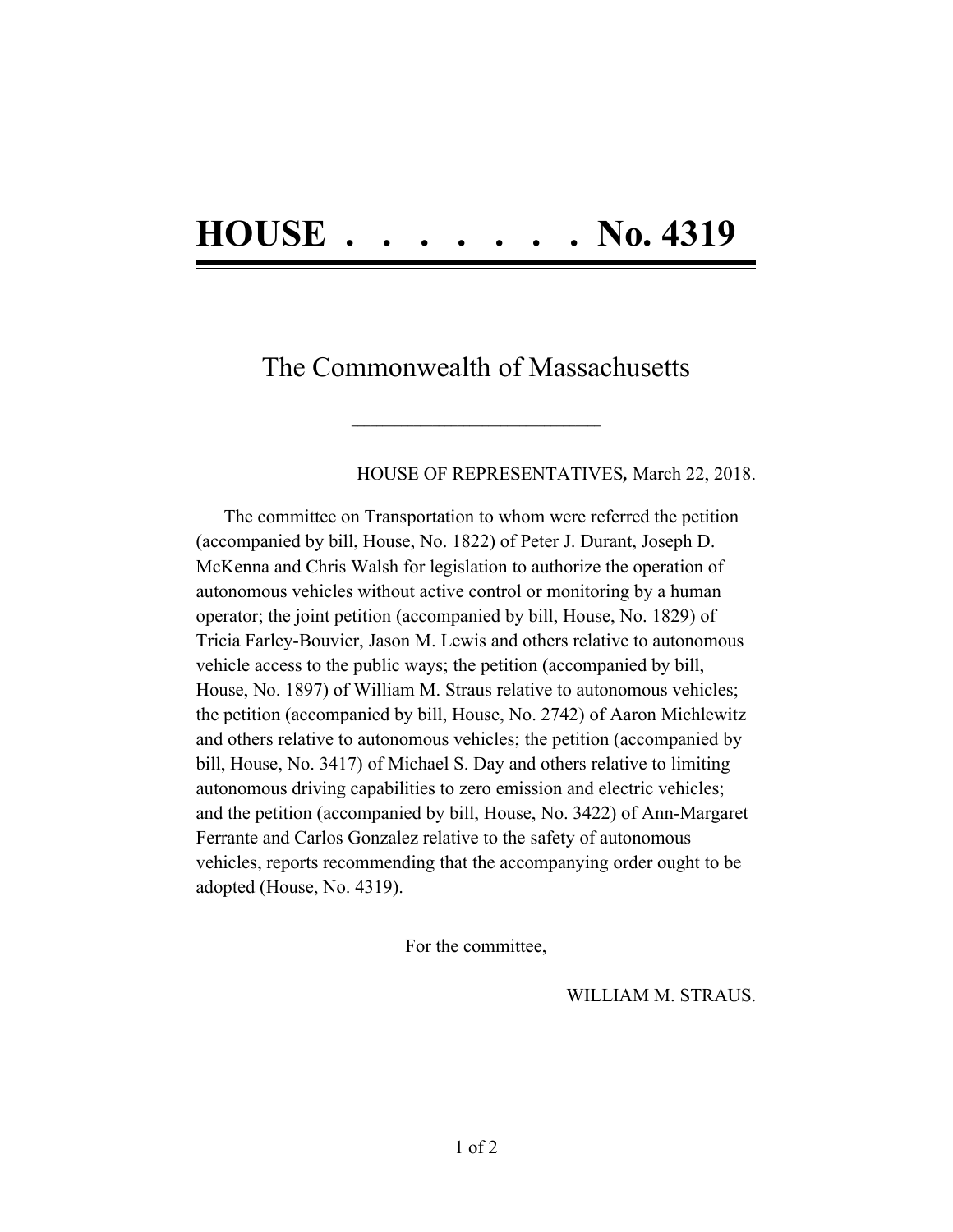# HOUSE . . . . . . . . No. 4319

## The Commonwealth of Massachusetts

\_\_\_\_\_\_\_\_\_\_\_\_\_\_\_\_\_\_\_\_\_\_\_\_\_\_\_\_\_\_

HOUSE OF REPRESENTATIVES, March 22, 2018.

The committee on Transportation to whom were referred the petition (accompanied by bill, House, No. 1822) of Peter J. Durant, Joseph D. McKenna and Chris Walsh for legislation to authorize the operation of autonomous vehicles without active control or monitoring by a human operator; the joint petition (accompanied by bill, House, No. 1829) of Tricia Farley-Bouvier, Jason M. Lewis and others relative to autonomous vehicle access to the public ways; the petition (accompanied by bill, House, No. 1897) of William M. Straus relative to autonomous vehicles; the petition (accompanied by bill, House, No. 2742) of Aaron Michlewitz and others relative to autonomous vehicles; the petition (accompanied by bill, House, No. 3417) of Michael S. Day and others relative to limiting autonomous driving capabilities to zero emission and electric vehicles; and the petition (accompanied by bill, House, No. 3422) of Ann-Margaret Ferrante and Carlos Gonzalez relative to the safety of autonomous vehicles, reports recommending that the accompanying order ought to be adopted (House, No. 4319).

For the committee,

WILLIAM M. STRAUS.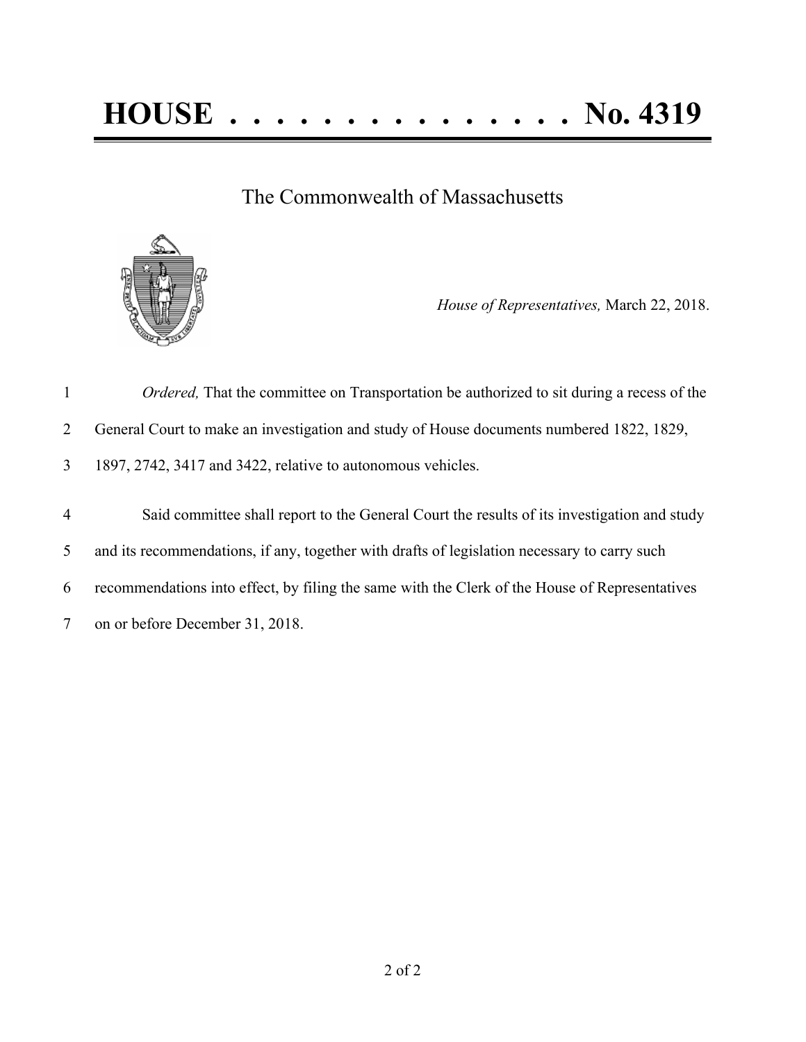# HOUSE . . . . . . . . . . . . . . . No. 4319

The Commonwealth of Massachusetts

*House of Representatives,* March 22, 2018.

1 *Ordered,* That the committee on Transportation be authorized to sit during a recess of the
2 General Court to make an investigation and study of House documents numbered 1822, 1829,
3 1897, 2742, 3417 and 3422, relative to autonomous vehicles.

4 Said committee shall report to the General Court the results of its investigation and study
5 and its recommendations, if any, together with drafts of legislation necessary to carry such
6 recommendations into effect, by filing the same with the Clerk of the House of Representatives
7 on or before December 31, 2018.